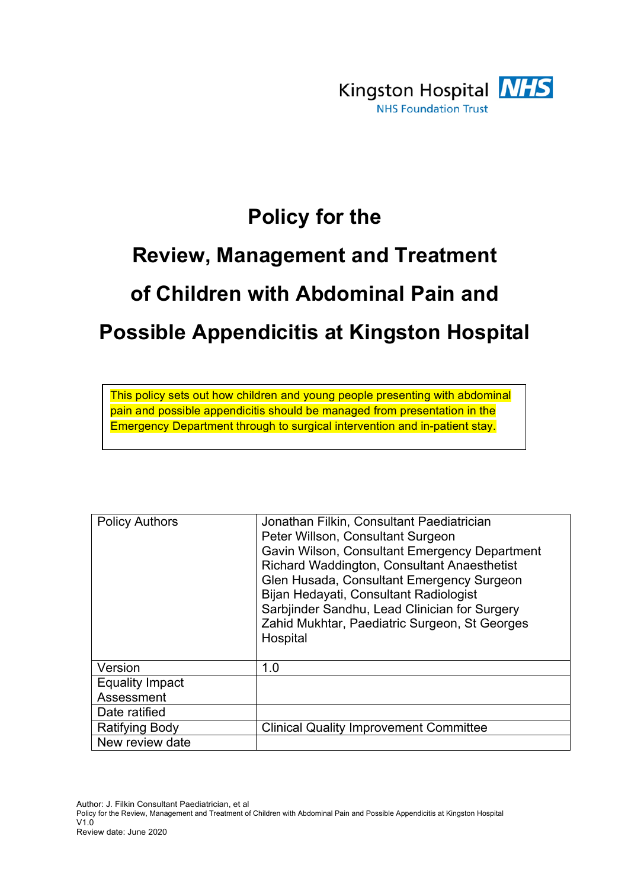Kingston Hospital NHS
NHS Foundation Trust

# Policy for the Review, Management and Treatment of Children with Abdominal Pain and Possible Appendicitis at Kingston Hospital

This policy sets out how children and young people presenting with abdominal pain and possible appendicitis should be managed from presentation in the Emergency Department through to surgical intervention and in-patient stay.

| | |
|---|---|
| Policy Authors | Jonathan Filkin, Consultant Paediatrician<br>Peter Willson, Consultant Surgeon<br>Gavin Wilson, Consultant Emergency Department<br>Richard Waddington, Consultant Anaesthetist<br>Glen Husada, Consultant Emergency Surgeon<br>Bijan Hedayati, Consultant Radiologist<br>Sarbjinder Sandhu, Lead Clinician for Surgery<br>Zahid Mukhtar, Paediatric Surgeon, St Georges Hospital |
| Version | 1.0 |
| Equality Impact Assessment | |
| Date ratified | |
| Ratifying Body | Clinical Quality Improvement Committee |
| New review date | |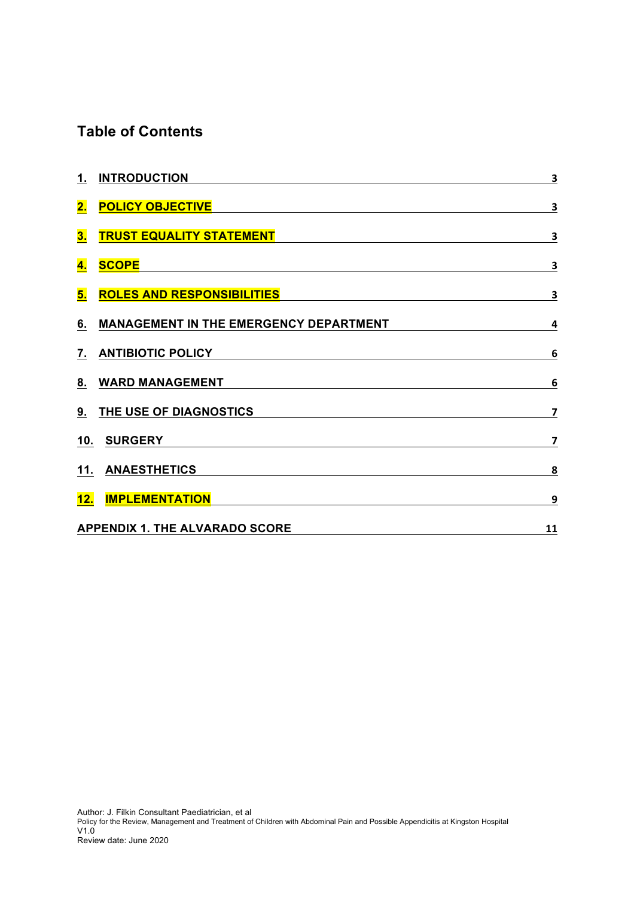## Table of Contents

| | | |
|---|---|---|
| 1. | INTRODUCTION | 3 |
| 2. | POLICY OBJECTIVE | 3 |
| 3. | TRUST EQUALITY STATEMENT | 3 |
| 4. | SCOPE | 3 |
| 5. | ROLES AND RESPONSIBILITIES | 3 |
| 6. | MANAGEMENT IN THE EMERGENCY DEPARTMENT | 4 |
| 7. | ANTIBIOTIC POLICY | 6 |
| 8. | WARD MANAGEMENT | 6 |
| 9. | THE USE OF DIAGNOSTICS | 7 |
| 10. | SURGERY | 7 |
| 11. | ANAESTHETICS | 8 |
| 12. | IMPLEMENTATION | 9 |
| APPENDIX 1. THE ALVARADO SCORE | | 11 |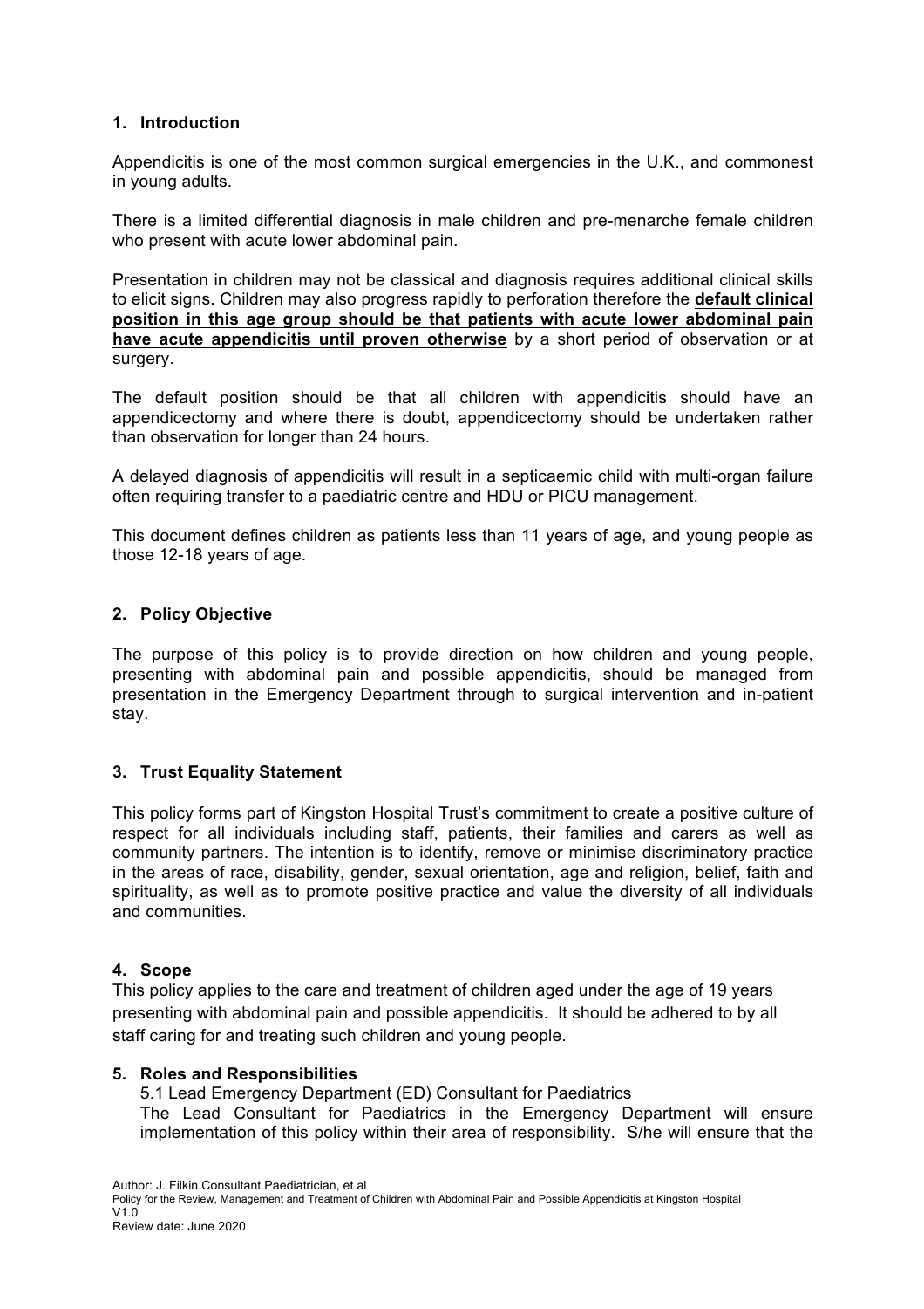## 1. Introduction

Appendicitis is one of the most common surgical emergencies in the U.K., and commonest in young adults.

There is a limited differential diagnosis in male children and pre-menarche female children who present with acute lower abdominal pain.

Presentation in children may not be classical and diagnosis requires additional clinical skills to elicit signs. Children may also progress rapidly to perforation therefore the **<u>default clinical position in this age group should be that patients with acute lower abdominal pain have acute appendicitis until proven otherwise</u>** by a short period of observation or at surgery.

The default position should be that all children with appendicitis should have an appendicectomy and where there is doubt, appendicectomy should be undertaken rather than observation for longer than 24 hours.

A delayed diagnosis of appendicitis will result in a septicaemic child with multi-organ failure often requiring transfer to a paediatric centre and HDU or PICU management.

This document defines children as patients less than 11 years of age, and young people as those 12-18 years of age.

## 2. Policy Objective

The purpose of this policy is to provide direction on how children and young people, presenting with abdominal pain and possible appendicitis, should be managed from presentation in the Emergency Department through to surgical intervention and in-patient stay.

## 3. Trust Equality Statement

This policy forms part of Kingston Hospital Trust's commitment to create a positive culture of respect for all individuals including staff, patients, their families and carers as well as community partners. The intention is to identify, remove or minimise discriminatory practice in the areas of race, disability, gender, sexual orientation, age and religion, belief, faith and spirituality, as well as to promote positive practice and value the diversity of all individuals and communities.

## 4. Scope

This policy applies to the care and treatment of children aged under the age of 19 years presenting with abdominal pain and possible appendicitis. It should be adhered to by all staff caring for and treating such children and young people.

## 5. Roles and Responsibilities

5.1 Lead Emergency Department (ED) Consultant for Paediatrics

The Lead Consultant for Paediatrics in the Emergency Department will ensure implementation of this policy within their area of responsibility. S/he will ensure that the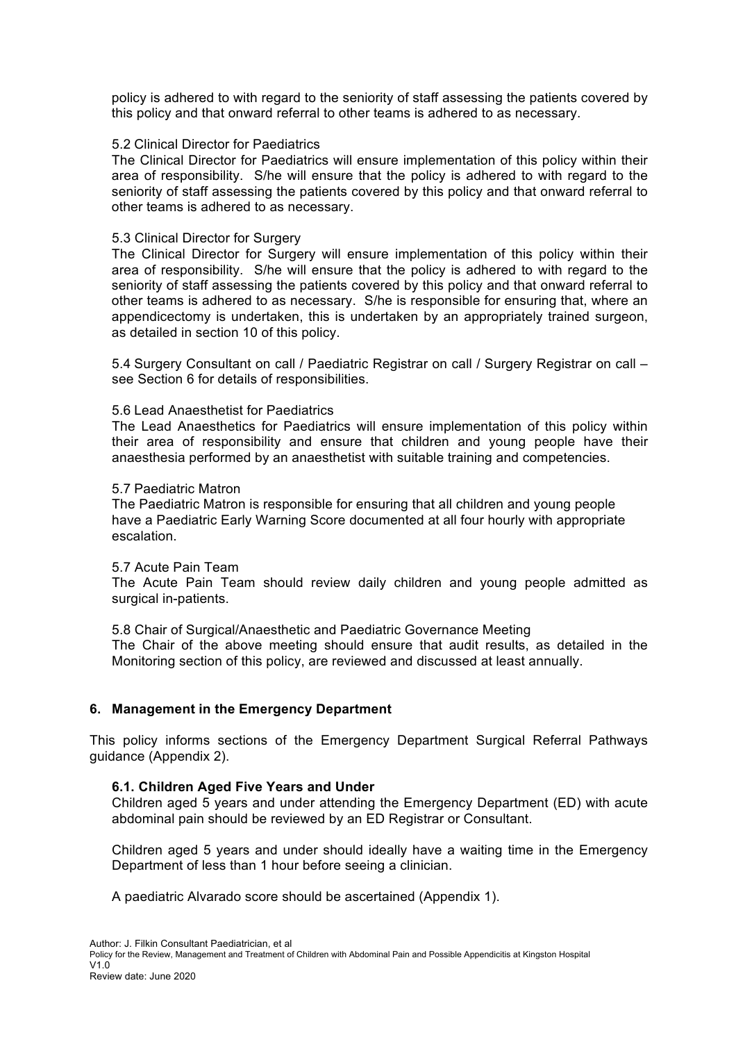policy is adhered to with regard to the seniority of staff assessing the patients covered by this policy and that onward referral to other teams is adhered to as necessary.

5.2 Clinical Director for Paediatrics
The Clinical Director for Paediatrics will ensure implementation of this policy within their area of responsibility. S/he will ensure that the policy is adhered to with regard to the seniority of staff assessing the patients covered by this policy and that onward referral to other teams is adhered to as necessary.

5.3 Clinical Director for Surgery
The Clinical Director for Surgery will ensure implementation of this policy within their area of responsibility. S/he will ensure that the policy is adhered to with regard to the seniority of staff assessing the patients covered by this policy and that onward referral to other teams is adhered to as necessary. S/he is responsible for ensuring that, where an appendicectomy is undertaken, this is undertaken by an appropriately trained surgeon, as detailed in section 10 of this policy.

5.4 Surgery Consultant on call / Paediatric Registrar on call / Surgery Registrar on call – see Section 6 for details of responsibilities.

5.6 Lead Anaesthetist for Paediatrics
The Lead Anaesthetics for Paediatrics will ensure implementation of this policy within their area of responsibility and ensure that children and young people have their anaesthesia performed by an anaesthetist with suitable training and competencies.

5.7 Paediatric Matron
The Paediatric Matron is responsible for ensuring that all children and young people have a Paediatric Early Warning Score documented at all four hourly with appropriate escalation.

5.7 Acute Pain Team
The Acute Pain Team should review daily children and young people admitted as surgical in-patients.

5.8 Chair of Surgical/Anaesthetic and Paediatric Governance Meeting
The Chair of the above meeting should ensure that audit results, as detailed in the Monitoring section of this policy, are reviewed and discussed at least annually.

## 6. Management in the Emergency Department

This policy informs sections of the Emergency Department Surgical Referral Pathways guidance (Appendix 2).

### 6.1. Children Aged Five Years and Under

Children aged 5 years and under attending the Emergency Department (ED) with acute abdominal pain should be reviewed by an ED Registrar or Consultant.

Children aged 5 years and under should ideally have a waiting time in the Emergency Department of less than 1 hour before seeing a clinician.

A paediatric Alvarado score should be ascertained (Appendix 1).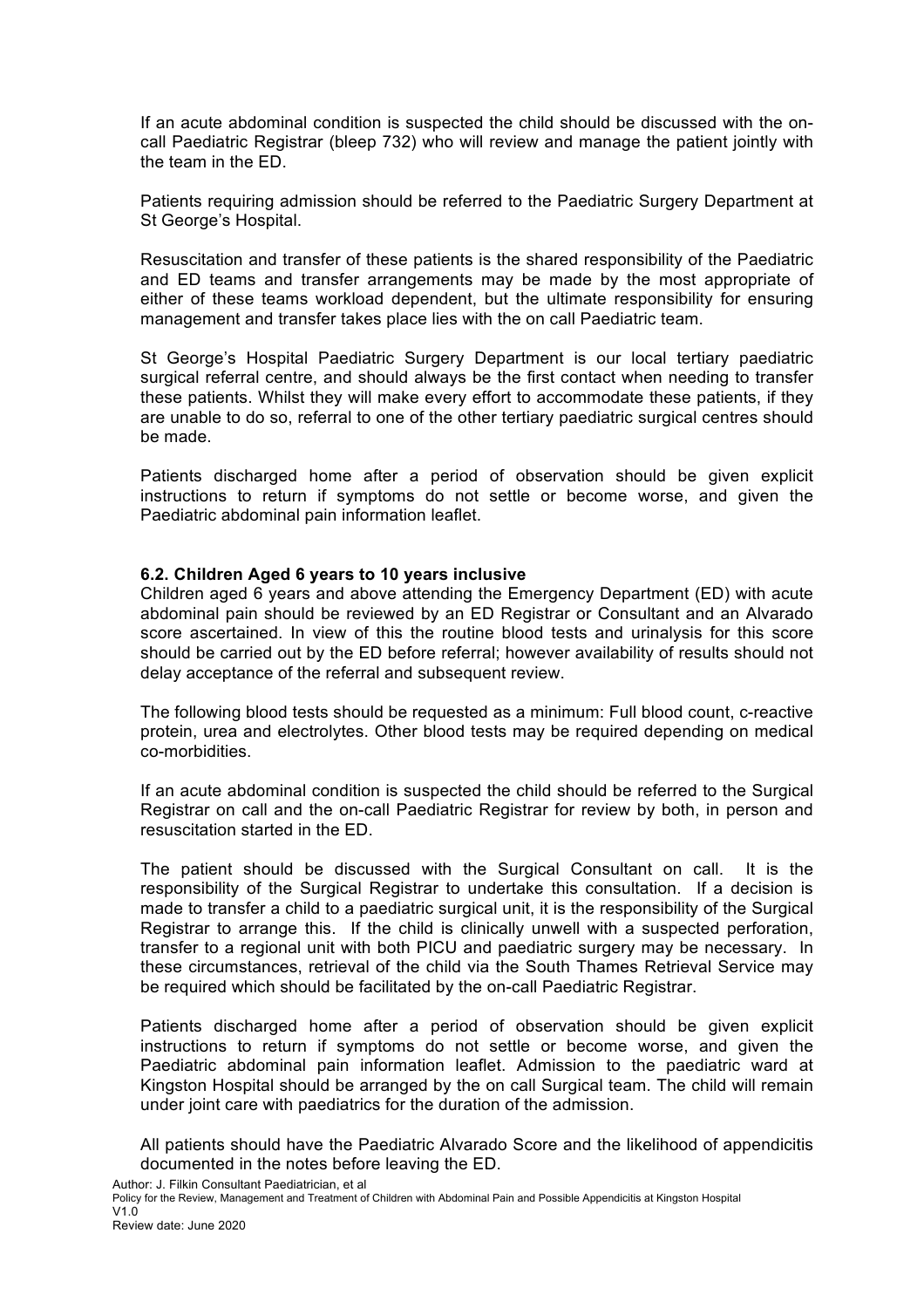If an acute abdominal condition is suspected the child should be discussed with the on-call Paediatric Registrar (bleep 732) who will review and manage the patient jointly with the team in the ED.

Patients requiring admission should be referred to the Paediatric Surgery Department at St George's Hospital.

Resuscitation and transfer of these patients is the shared responsibility of the Paediatric and ED teams and transfer arrangements may be made by the most appropriate of either of these teams workload dependent, but the ultimate responsibility for ensuring management and transfer takes place lies with the on call Paediatric team.

St George's Hospital Paediatric Surgery Department is our local tertiary paediatric surgical referral centre, and should always be the first contact when needing to transfer these patients. Whilst they will make every effort to accommodate these patients, if they are unable to do so, referral to one of the other tertiary paediatric surgical centres should be made.

Patients discharged home after a period of observation should be given explicit instructions to return if symptoms do not settle or become worse, and given the Paediatric abdominal pain information leaflet.

### 6.2. Children Aged 6 years to 10 years inclusive

Children aged 6 years and above attending the Emergency Department (ED) with acute abdominal pain should be reviewed by an ED Registrar or Consultant and an Alvarado score ascertained. In view of this the routine blood tests and urinalysis for this score should be carried out by the ED before referral; however availability of results should not delay acceptance of the referral and subsequent review.

The following blood tests should be requested as a minimum: Full blood count, c-reactive protein, urea and electrolytes. Other blood tests may be required depending on medical co-morbidities.

If an acute abdominal condition is suspected the child should be referred to the Surgical Registrar on call and the on-call Paediatric Registrar for review by both, in person and resuscitation started in the ED.

The patient should be discussed with the Surgical Consultant on call. It is the responsibility of the Surgical Registrar to undertake this consultation. If a decision is made to transfer a child to a paediatric surgical unit, it is the responsibility of the Surgical Registrar to arrange this. If the child is clinically unwell with a suspected perforation, transfer to a regional unit with both PICU and paediatric surgery may be necessary. In these circumstances, retrieval of the child via the South Thames Retrieval Service may be required which should be facilitated by the on-call Paediatric Registrar.

Patients discharged home after a period of observation should be given explicit instructions to return if symptoms do not settle or become worse, and given the Paediatric abdominal pain information leaflet. Admission to the paediatric ward at Kingston Hospital should be arranged by the on call Surgical team. The child will remain under joint care with paediatrics for the duration of the admission.

All patients should have the Paediatric Alvarado Score and the likelihood of appendicitis documented in the notes before leaving the ED.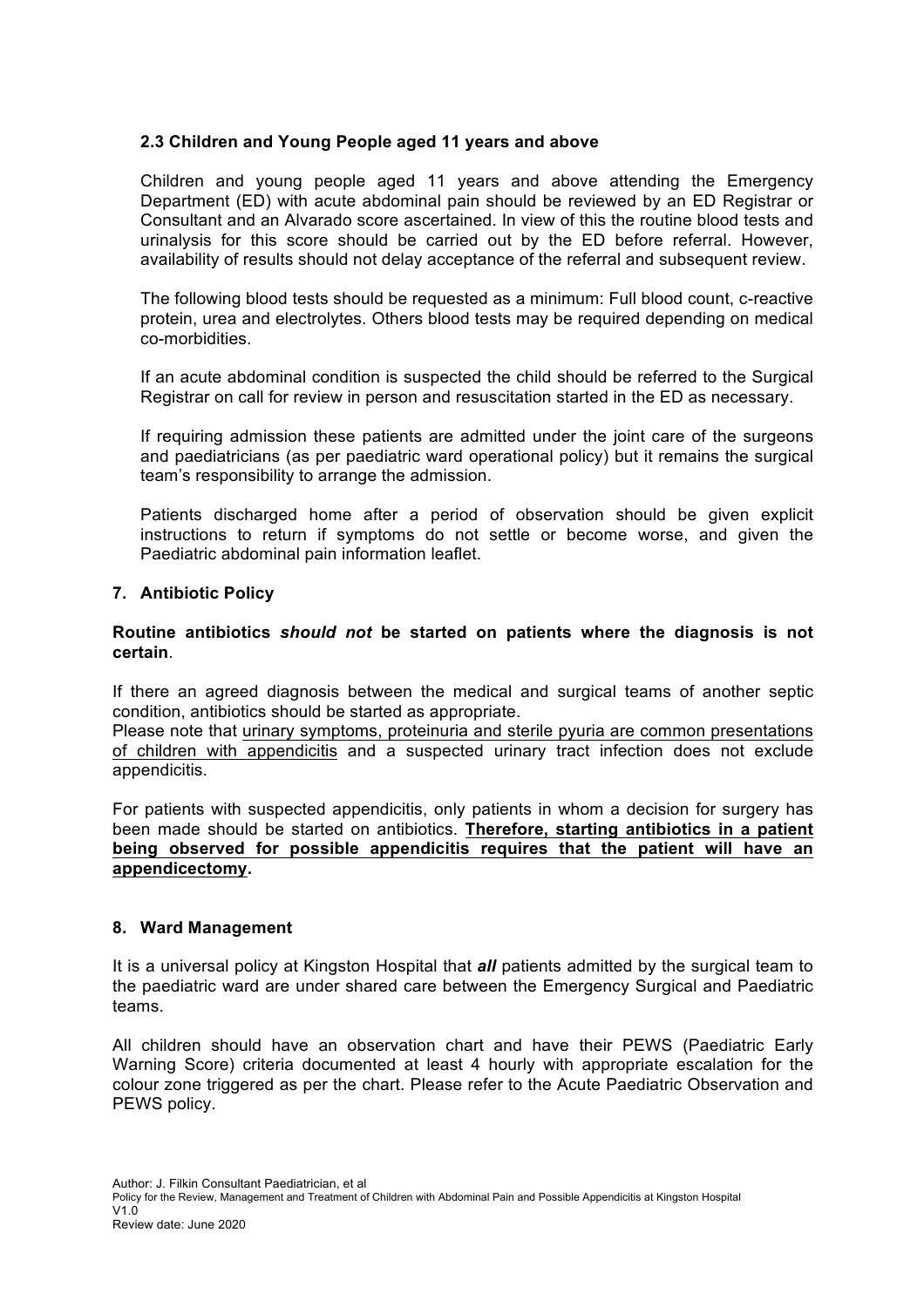### 2.3 Children and Young People aged 11 years and above

Children and young people aged 11 years and above attending the Emergency Department (ED) with acute abdominal pain should be reviewed by an ED Registrar or Consultant and an Alvarado score ascertained. In view of this the routine blood tests and urinalysis for this score should be carried out by the ED before referral. However, availability of results should not delay acceptance of the referral and subsequent review.

The following blood tests should be requested as a minimum: Full blood count, c-reactive protein, urea and electrolytes. Others blood tests may be required depending on medical co-morbidities.

If an acute abdominal condition is suspected the child should be referred to the Surgical Registrar on call for review in person and resuscitation started in the ED as necessary.

If requiring admission these patients are admitted under the joint care of the surgeons and paediatricians (as per paediatric ward operational policy) but it remains the surgical team's responsibility to arrange the admission.

Patients discharged home after a period of observation should be given explicit instructions to return if symptoms do not settle or become worse, and given the Paediatric abdominal pain information leaflet.

### 7. Antibiotic Policy

**Routine antibiotics *should not* be started on patients where the diagnosis is not certain**.

If there an agreed diagnosis between the medical and surgical teams of another septic condition, antibiotics should be started as appropriate.
Please note that urinary symptoms, proteinuria and sterile pyuria are common presentations of children with appendicitis and a suspected urinary tract infection does not exclude appendicitis.

For patients with suspected appendicitis, only patients in whom a decision for surgery has been made should be started on antibiotics. **Therefore, starting antibiotics in a patient being observed for possible appendicitis requires that the patient will have an appendicectomy.**

### 8. Ward Management

It is a universal policy at Kingston Hospital that ***all*** patients admitted by the surgical team to the paediatric ward are under shared care between the Emergency Surgical and Paediatric teams.

All children should have an observation chart and have their PEWS (Paediatric Early Warning Score) criteria documented at least 4 hourly with appropriate escalation for the colour zone triggered as per the chart. Please refer to the Acute Paediatric Observation and PEWS policy.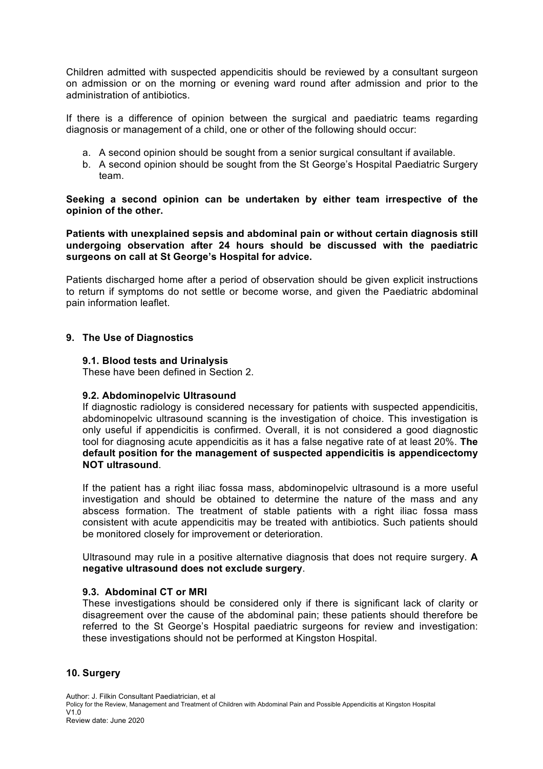Children admitted with suspected appendicitis should be reviewed by a consultant surgeon on admission or on the morning or evening ward round after admission and prior to the administration of antibiotics.

If there is a difference of opinion between the surgical and paediatric teams regarding diagnosis or management of a child, one or other of the following should occur:

a. A second opinion should be sought from a senior surgical consultant if available.
b. A second opinion should be sought from the St George's Hospital Paediatric Surgery team.

**Seeking a second opinion can be undertaken by either team irrespective of the opinion of the other.**

**Patients with unexplained sepsis and abdominal pain or without certain diagnosis still undergoing observation after 24 hours should be discussed with the paediatric surgeons on call at St George's Hospital for advice.**

Patients discharged home after a period of observation should be given explicit instructions to return if symptoms do not settle or become worse, and given the Paediatric abdominal pain information leaflet.

## 9. The Use of Diagnostics

### 9.1. Blood tests and Urinalysis

These have been defined in Section 2.

### 9.2. Abdominopelvic Ultrasound

If diagnostic radiology is considered necessary for patients with suspected appendicitis, abdominopelvic ultrasound scanning is the investigation of choice. This investigation is only useful if appendicitis is confirmed. Overall, it is not considered a good diagnostic tool for diagnosing acute appendicitis as it has a false negative rate of at least 20%. **The default position for the management of suspected appendicitis is appendicectomy NOT ultrasound**.

If the patient has a right iliac fossa mass, abdominopelvic ultrasound is a more useful investigation and should be obtained to determine the nature of the mass and any abscess formation. The treatment of stable patients with a right iliac fossa mass consistent with acute appendicitis may be treated with antibiotics. Such patients should be monitored closely for improvement or deterioration.

Ultrasound may rule in a positive alternative diagnosis that does not require surgery. **A negative ultrasound does not exclude surgery**.

### 9.3. Abdominal CT or MRI

These investigations should be considered only if there is significant lack of clarity or disagreement over the cause of the abdominal pain; these patients should therefore be referred to the St George's Hospital paediatric surgeons for review and investigation: these investigations should not be performed at Kingston Hospital.

## 10. Surgery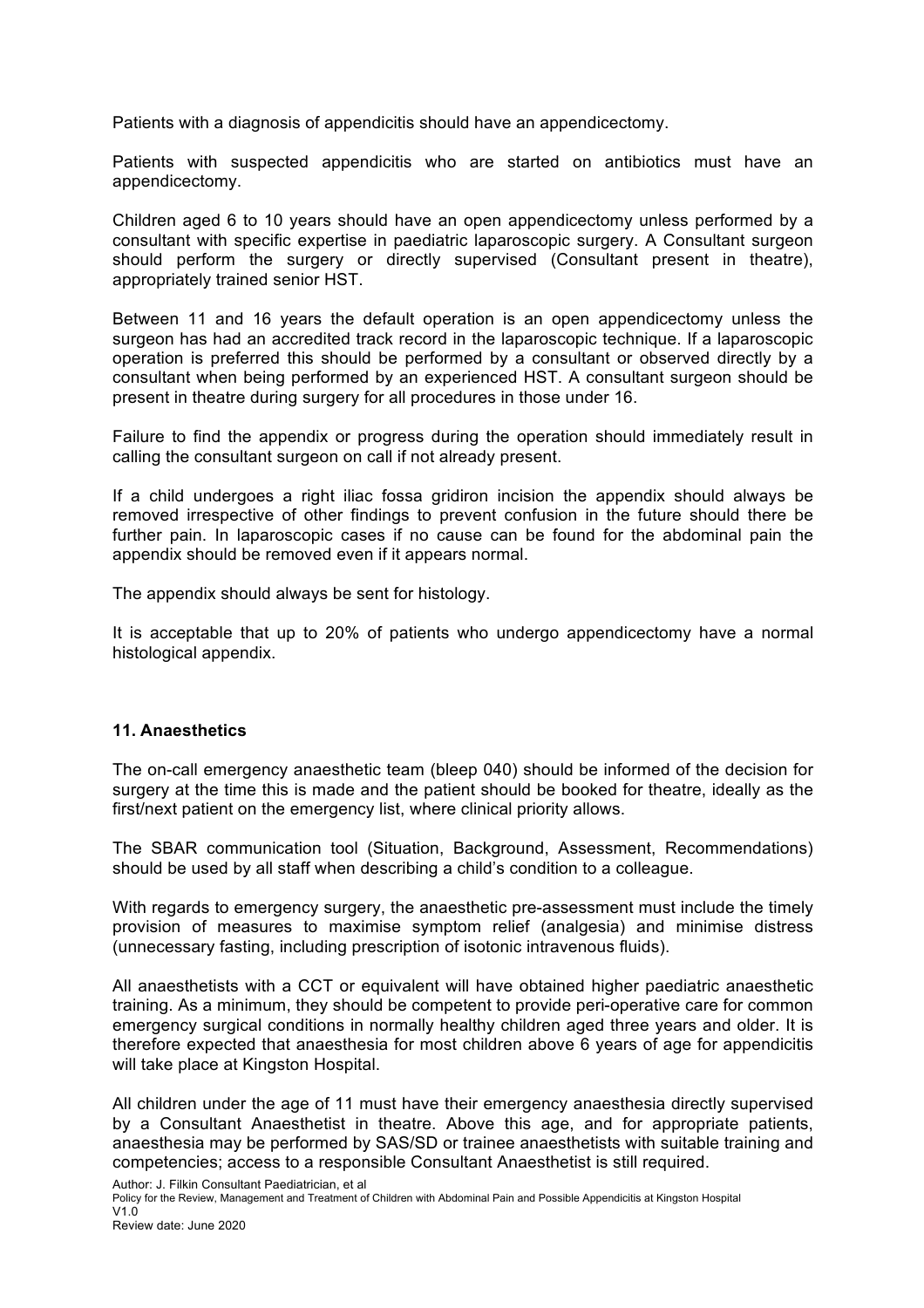Patients with a diagnosis of appendicitis should have an appendicectomy.

Patients with suspected appendicitis who are started on antibiotics must have an appendicectomy.

Children aged 6 to 10 years should have an open appendicectomy unless performed by a consultant with specific expertise in paediatric laparoscopic surgery. A Consultant surgeon should perform the surgery or directly supervised (Consultant present in theatre), appropriately trained senior HST.

Between 11 and 16 years the default operation is an open appendicectomy unless the surgeon has had an accredited track record in the laparoscopic technique. If a laparoscopic operation is preferred this should be performed by a consultant or observed directly by a consultant when being performed by an experienced HST. A consultant surgeon should be present in theatre during surgery for all procedures in those under 16.

Failure to find the appendix or progress during the operation should immediately result in calling the consultant surgeon on call if not already present.

If a child undergoes a right iliac fossa gridiron incision the appendix should always be removed irrespective of other findings to prevent confusion in the future should there be further pain. In laparoscopic cases if no cause can be found for the abdominal pain the appendix should be removed even if it appears normal.

The appendix should always be sent for histology.

It is acceptable that up to 20% of patients who undergo appendicectomy have a normal histological appendix.

## 11. Anaesthetics

The on-call emergency anaesthetic team (bleep 040) should be informed of the decision for surgery at the time this is made and the patient should be booked for theatre, ideally as the first/next patient on the emergency list, where clinical priority allows.

The SBAR communication tool (Situation, Background, Assessment, Recommendations) should be used by all staff when describing a child's condition to a colleague.

With regards to emergency surgery, the anaesthetic pre-assessment must include the timely provision of measures to maximise symptom relief (analgesia) and minimise distress (unnecessary fasting, including prescription of isotonic intravenous fluids).

All anaesthetists with a CCT or equivalent will have obtained higher paediatric anaesthetic training. As a minimum, they should be competent to provide peri-operative care for common emergency surgical conditions in normally healthy children aged three years and older. It is therefore expected that anaesthesia for most children above 6 years of age for appendicitis will take place at Kingston Hospital.

All children under the age of 11 must have their emergency anaesthesia directly supervised by a Consultant Anaesthetist in theatre. Above this age, and for appropriate patients, anaesthesia may be performed by SAS/SD or trainee anaesthetists with suitable training and competencies; access to a responsible Consultant Anaesthetist is still required.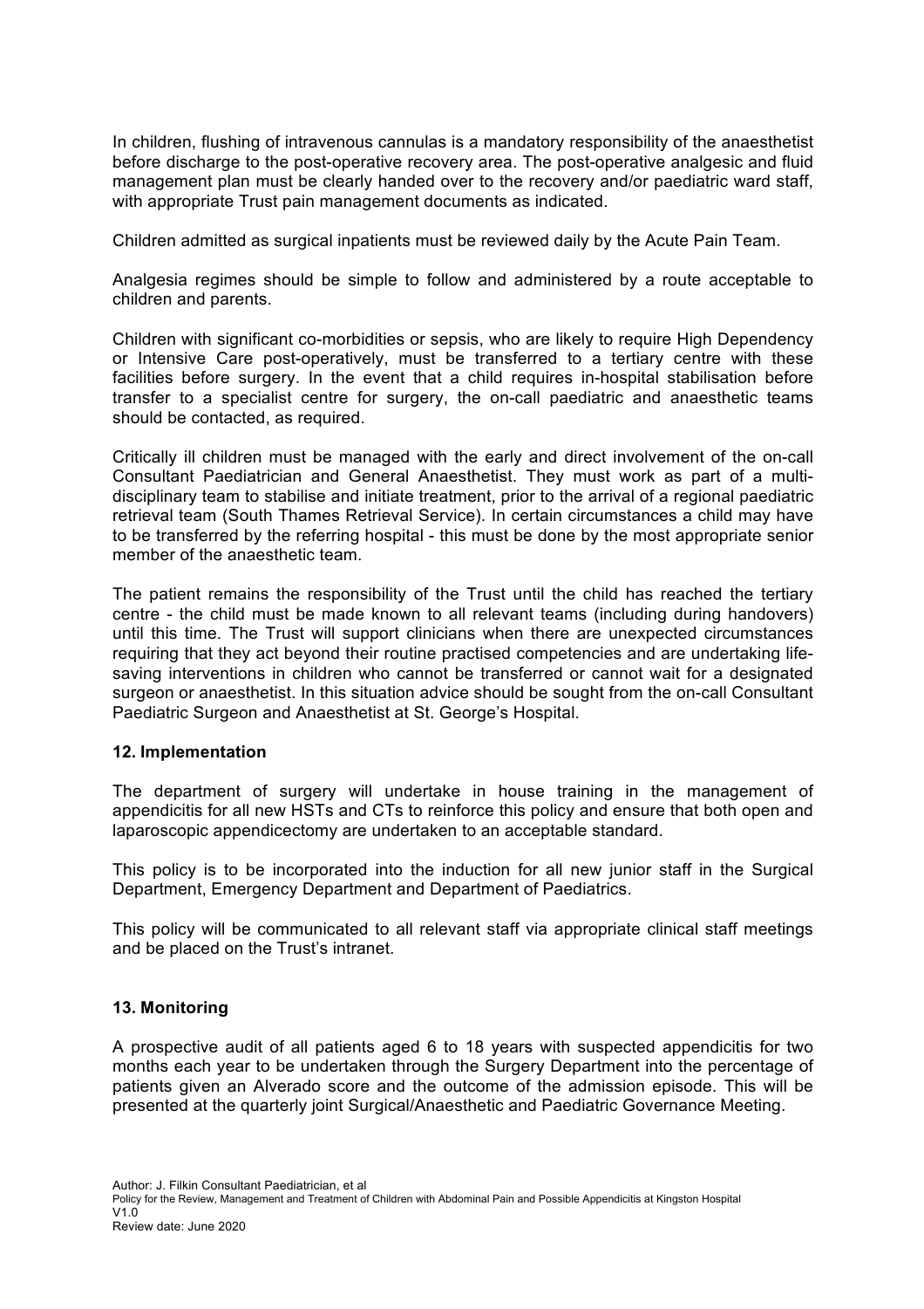In children, flushing of intravenous cannulas is a mandatory responsibility of the anaesthetist before discharge to the post-operative recovery area. The post-operative analgesic and fluid management plan must be clearly handed over to the recovery and/or paediatric ward staff, with appropriate Trust pain management documents as indicated.

Children admitted as surgical inpatients must be reviewed daily by the Acute Pain Team.

Analgesia regimes should be simple to follow and administered by a route acceptable to children and parents.

Children with significant co-morbidities or sepsis, who are likely to require High Dependency or Intensive Care post-operatively, must be transferred to a tertiary centre with these facilities before surgery. In the event that a child requires in-hospital stabilisation before transfer to a specialist centre for surgery, the on-call paediatric and anaesthetic teams should be contacted, as required.

Critically ill children must be managed with the early and direct involvement of the on-call Consultant Paediatrician and General Anaesthetist. They must work as part of a multi-disciplinary team to stabilise and initiate treatment, prior to the arrival of a regional paediatric retrieval team (South Thames Retrieval Service). In certain circumstances a child may have to be transferred by the referring hospital - this must be done by the most appropriate senior member of the anaesthetic team.

The patient remains the responsibility of the Trust until the child has reached the tertiary centre - the child must be made known to all relevant teams (including during handovers) until this time. The Trust will support clinicians when there are unexpected circumstances requiring that they act beyond their routine practised competencies and are undertaking life-saving interventions in children who cannot be transferred or cannot wait for a designated surgeon or anaesthetist. In this situation advice should be sought from the on-call Consultant Paediatric Surgeon and Anaesthetist at St. George's Hospital.

## 12. Implementation

The department of surgery will undertake in house training in the management of appendicitis for all new HSTs and CTs to reinforce this policy and ensure that both open and laparoscopic appendicectomy are undertaken to an acceptable standard.

This policy is to be incorporated into the induction for all new junior staff in the Surgical Department, Emergency Department and Department of Paediatrics.

This policy will be communicated to all relevant staff via appropriate clinical staff meetings and be placed on the Trust's intranet.

## 13. Monitoring

A prospective audit of all patients aged 6 to 18 years with suspected appendicitis for two months each year to be undertaken through the Surgery Department into the percentage of patients given an Alverado score and the outcome of the admission episode. This will be presented at the quarterly joint Surgical/Anaesthetic and Paediatric Governance Meeting.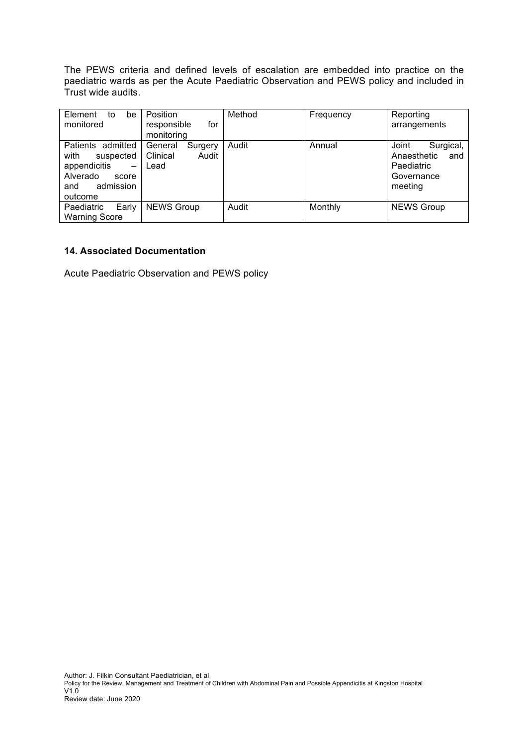The PEWS criteria and defined levels of escalation are embedded into practice on the paediatric wards as per the Acute Paediatric Observation and PEWS policy and included in Trust wide audits.

| Element to be monitored | Position responsible for monitoring | Method | Frequency | Reporting arrangements |
| --- | --- | --- | --- | --- |
| Patients admitted with suspected appendicitis – Alverado score and admission outcome | General Surgery Clinical Audit Lead | Audit | Annual | Joint Surgical, Anaesthetic and Paediatric Governance meeting |
| Paediatric Early Warning Score | NEWS Group | Audit | Monthly | NEWS Group |

## 14. Associated Documentation

Acute Paediatric Observation and PEWS policy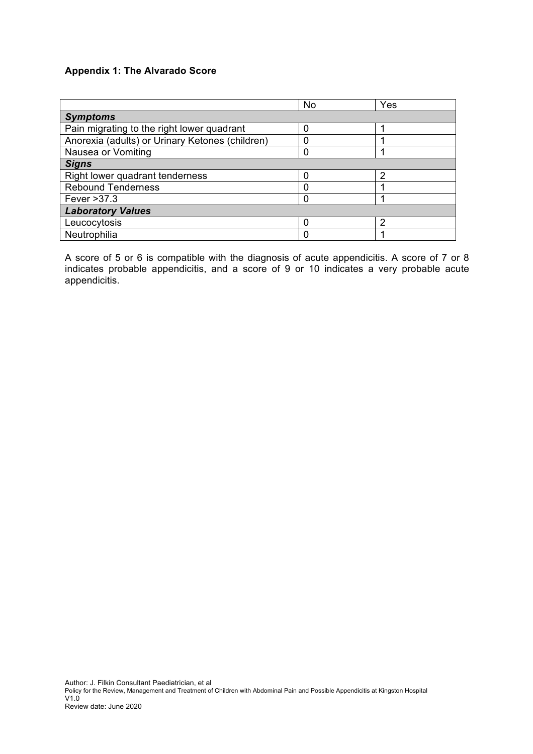### Appendix 1: The Alvarado Score

| | No | Yes |
|---|---|---|
| ***Symptoms*** | | |
| Pain migrating to the right lower quadrant | 0 | 1 |
| Anorexia (adults) or Urinary Ketones (children) | 0 | 1 |
| Nausea or Vomiting | 0 | 1 |
| ***Signs*** | | |
| Right lower quadrant tenderness | 0 | 2 |
| Rebound Tenderness | 0 | 1 |
| Fever >37.3 | 0 | 1 |
| ***Laboratory Values*** | | |
| Leucocytosis | 0 | 2 |
| Neutrophilia | 0 | 1 |

A score of 5 or 6 is compatible with the diagnosis of acute appendicitis. A score of 7 or 8 indicates probable appendicitis, and a score of 9 or 10 indicates a very probable acute appendicitis.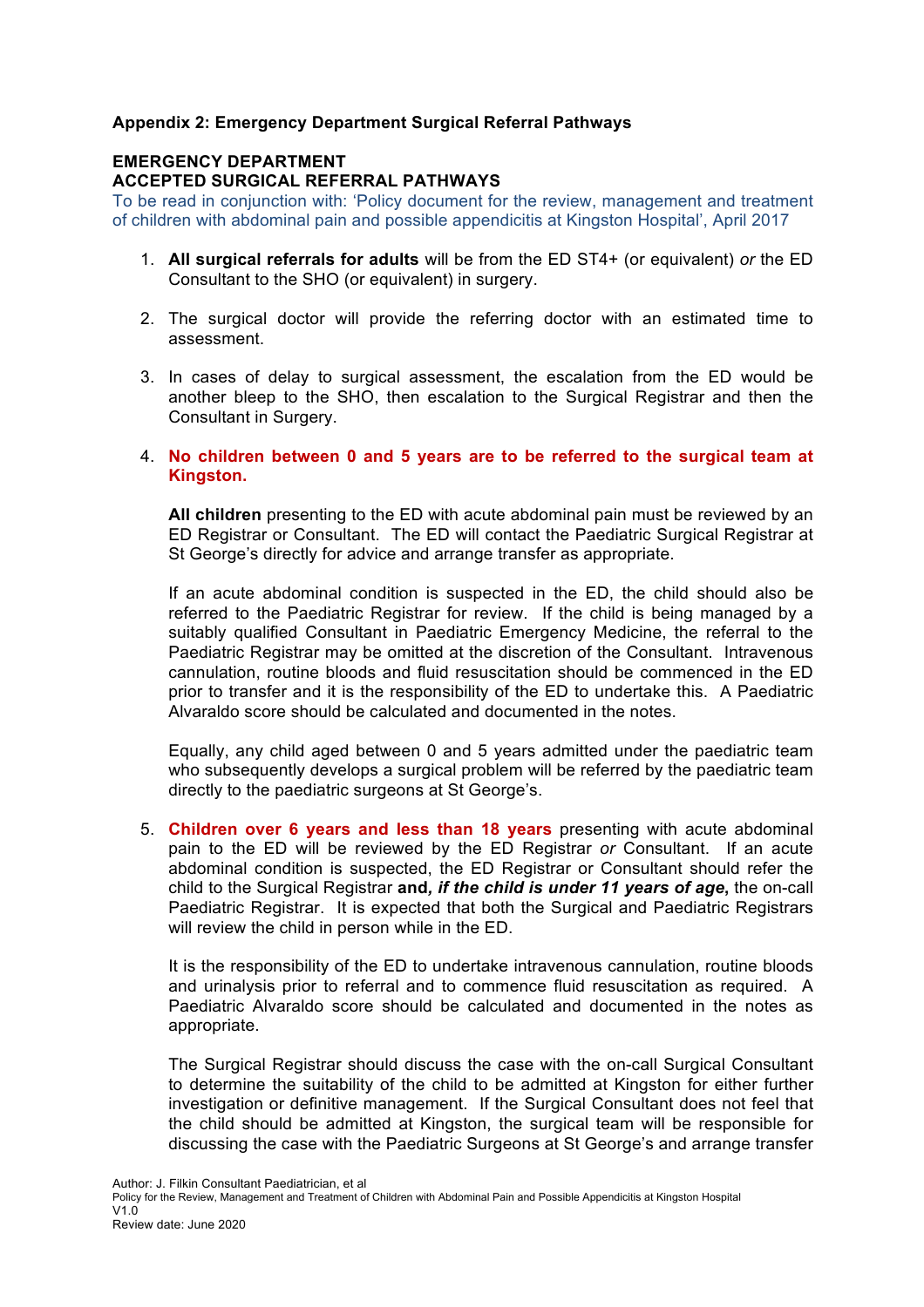**Appendix 2: Emergency Department Surgical Referral Pathways**

**EMERGENCY DEPARTMENT**
**ACCEPTED SURGICAL REFERRAL PATHWAYS**

To be read in conjunction with: 'Policy document for the review, management and treatment of children with abdominal pain and possible appendicitis at Kingston Hospital', April 2017

1. **All surgical referrals for adults** will be from the ED ST4+ (or equivalent) *or* the ED Consultant to the SHO (or equivalent) in surgery.

2. The surgical doctor will provide the referring doctor with an estimated time to assessment.

3. In cases of delay to surgical assessment, the escalation from the ED would be another bleep to the SHO, then escalation to the Surgical Registrar and then the Consultant in Surgery.

4. **No children between 0 and 5 years are to be referred to the surgical team at Kingston.**

   **All children** presenting to the ED with acute abdominal pain must be reviewed by an ED Registrar or Consultant. The ED will contact the Paediatric Surgical Registrar at St George's directly for advice and arrange transfer as appropriate.

   If an acute abdominal condition is suspected in the ED, the child should also be referred to the Paediatric Registrar for review. If the child is being managed by a suitably qualified Consultant in Paediatric Emergency Medicine, the referral to the Paediatric Registrar may be omitted at the discretion of the Consultant. Intravenous cannulation, routine bloods and fluid resuscitation should be commenced in the ED prior to transfer and it is the responsibility of the ED to undertake this. A Paediatric Alvaraldo score should be calculated and documented in the notes.

   Equally, any child aged between 0 and 5 years admitted under the paediatric team who subsequently develops a surgical problem will be referred by the paediatric team directly to the paediatric surgeons at St George's.

5. **Children over 6 years and less than 18 years** presenting with acute abdominal pain to the ED will be reviewed by the ED Registrar *or* Consultant. If an acute abdominal condition is suspected, the ED Registrar or Consultant should refer the child to the Surgical Registrar **and*, if the child is under 11 years of age*,** the on-call Paediatric Registrar. It is expected that both the Surgical and Paediatric Registrars will review the child in person while in the ED.

   It is the responsibility of the ED to undertake intravenous cannulation, routine bloods and urinalysis prior to referral and to commence fluid resuscitation as required. A Paediatric Alvaraldo score should be calculated and documented in the notes as appropriate.

   The Surgical Registrar should discuss the case with the on-call Surgical Consultant to determine the suitability of the child to be admitted at Kingston for either further investigation or definitive management. If the Surgical Consultant does not feel that the child should be admitted at Kingston, the surgical team will be responsible for discussing the case with the Paediatric Surgeons at St George's and arrange transfer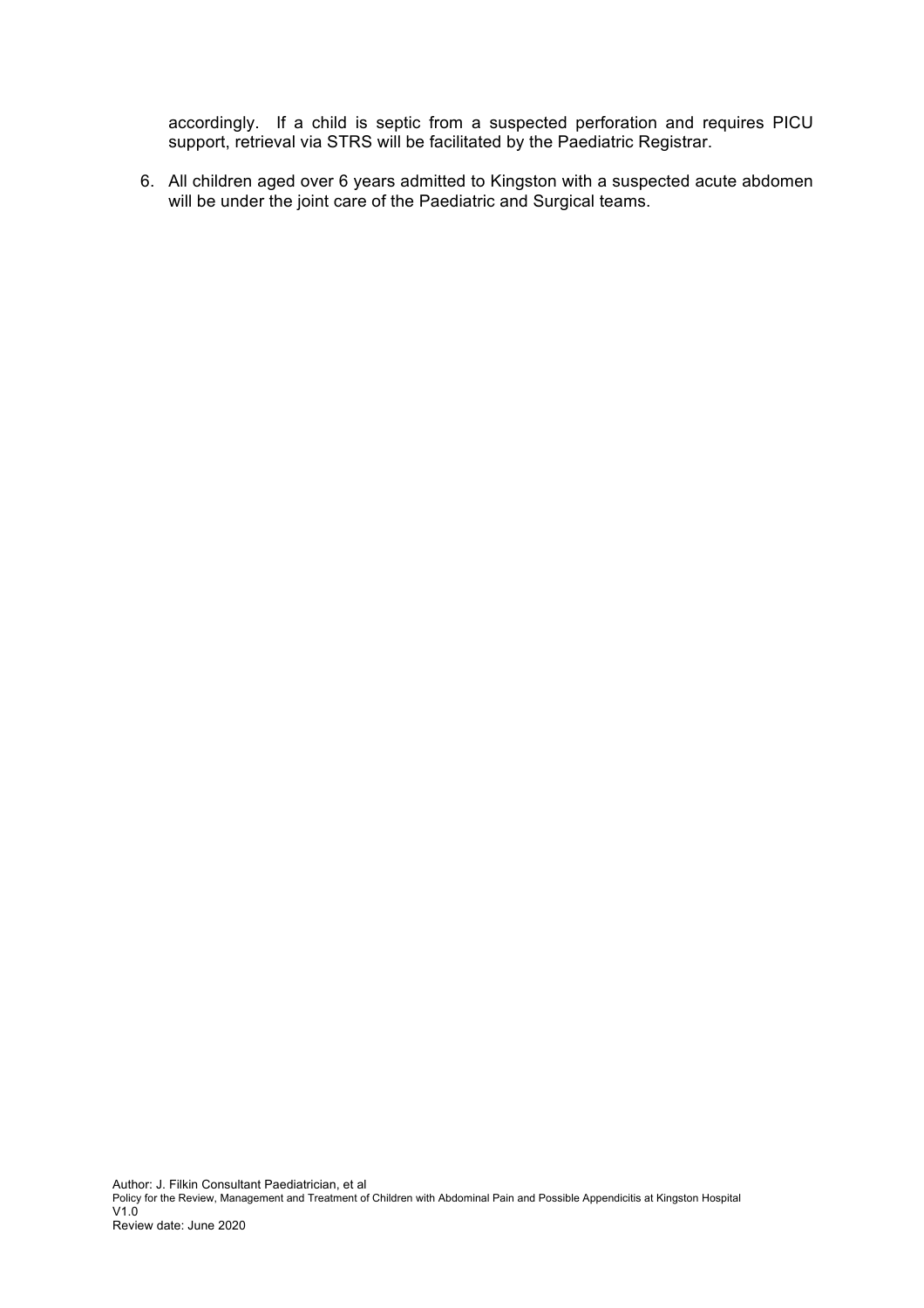accordingly. If a child is septic from a suspected perforation and requires PICU support, retrieval via STRS will be facilitated by the Paediatric Registrar.

6. All children aged over 6 years admitted to Kingston with a suspected acute abdomen will be under the joint care of the Paediatric and Surgical teams.